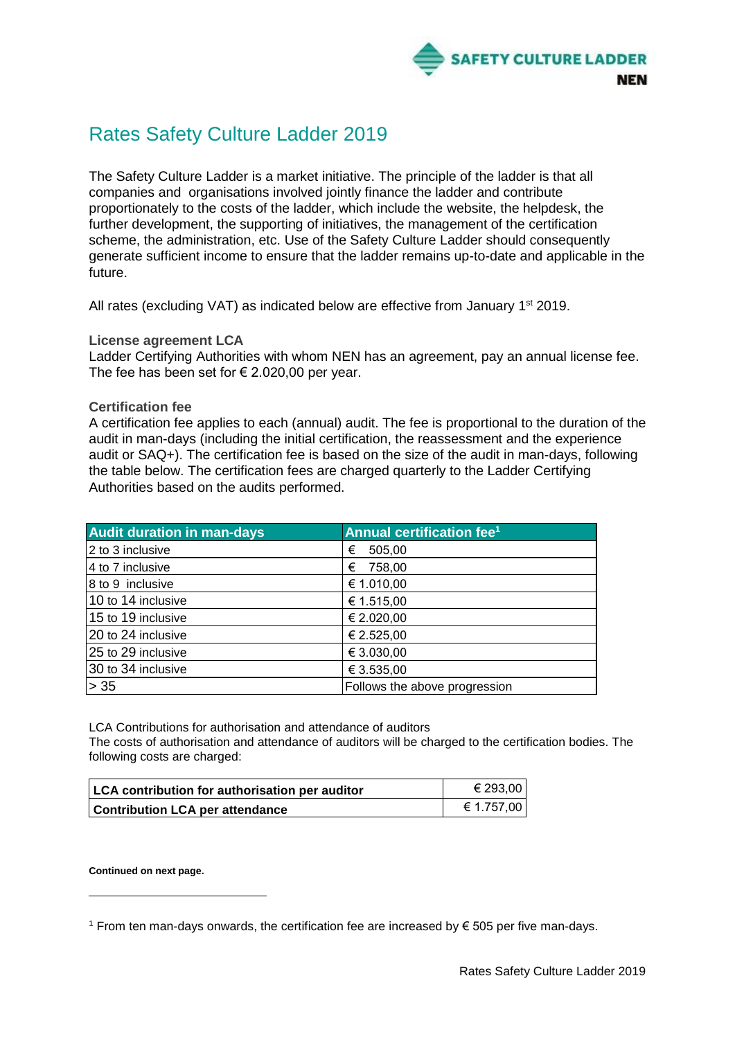# Rates Safety Culture Ladder 2019

The Safety Culture Ladder is a market initiative. The principle of the ladder is that all companies and organisations involved jointly finance the ladder and contribute proportionately to the costs of the ladder, which include the website, the helpdesk, the further development, the supporting of initiatives, the management of the certification scheme, the administration, etc. Use of the Safety Culture Ladder should consequently generate sufficient income to ensure that the ladder remains up-to-date and applicable in the future.

All rates (excluding VAT) as indicated below are effective from January 1st 2019.

### License agreement LCA

Ladder Certifying Authorities with whom NEN has an agreement, pay an annual license fee. The fee has been set for € 2.020,00 per year.

### Certification fee

A certification fee applies to each (annual) audit. The fee is proportional to the duration of the audit in man-days (including the initial certification, the reassessment and the experience audit or SAQ+). The certification fee is based on the size of the audit in man-days, following the table below. The certification fees are charged quarterly to the Ladder Certifying Authorities based on the audits performed.

| Audit duration in man-days | Annual certification fee[1] |
|---|---|
| 2 to 3 inclusive | € 505,00 |
| 4 to 7 inclusive | € 758,00 |
| 8 to 9 inclusive | € 1.010,00 |
| 10 to 14 inclusive | € 1.515,00 |
| 15 to 19 inclusive | € 2.020,00 |
| 20 to 24 inclusive | € 2.525,00 |
| 25 to 29 inclusive | € 3.030,00 |
| 30 to 34 inclusive | € 3.535,00 |
| > 35 | Follows the above progression |

LCA Contributions for authorisation and attendance of auditors

The costs of authorisation and attendance of auditors will be charged to the certification bodies. The following costs are charged:

| | |
|---|---|
| **LCA contribution for authorisation per auditor** | € 293,00 |
| **Contribution LCA per attendance** | € 1.757,00 |

**Continued on next page.**

[1] From ten man-days onwards, the certification fee are increased by € 505 per five man-days.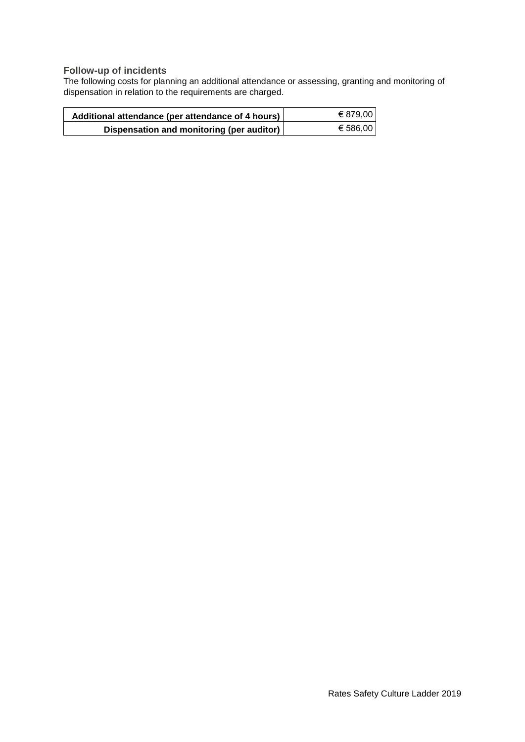### Follow-up of incidents

The following costs for planning an additional attendance or assessing, granting and monitoring of dispensation in relation to the requirements are charged.

| | |
|---|---|
| **Additional attendance (per attendance of 4 hours)** | € 879,00 |
| **Dispensation and monitoring (per auditor)** | € 586,00 |